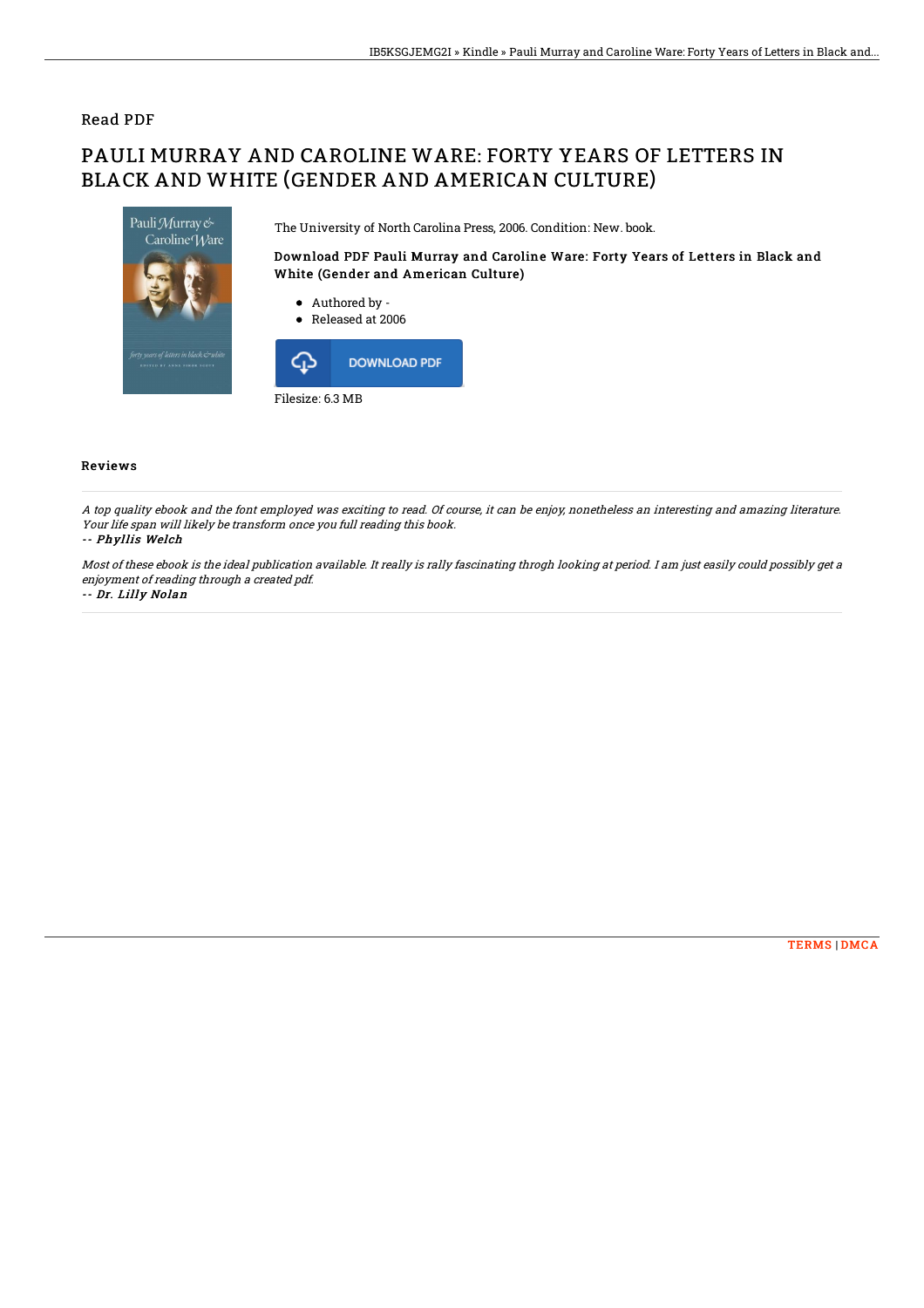Read PDF

# PAULI MURRAY AND CAROLINE WARE: FORTY YEARS OF LETTERS IN BLACK AND WHITE (GENDER AND AMERICAN CULTURE)

The University of North Carolina Press, 2006. Condition: New. book.

### Download PDF Pauli Murray and Caroline Ware: Forty Years of Letters in Black and White (Gender and American Culture)

- Authored by -
- Released at 2006

DOWNLOAD PDF

Filesize: 6.3 MB

## Reviews

*A top quality ebook and the font employed was exciting to read. Of course, it can be enjoy, nonetheless an interesting and amazing literature. Your life span will likely be transform once you full reading this book.*

-- ***Phyllis Welch***

*Most of these ebook is the ideal publication available. It really is rally fascinating throgh looking at period. I am just easily could possibly get a enjoyment of reading through a created pdf.*

-- ***Dr. Lilly Nolan***

TERMS | DMCA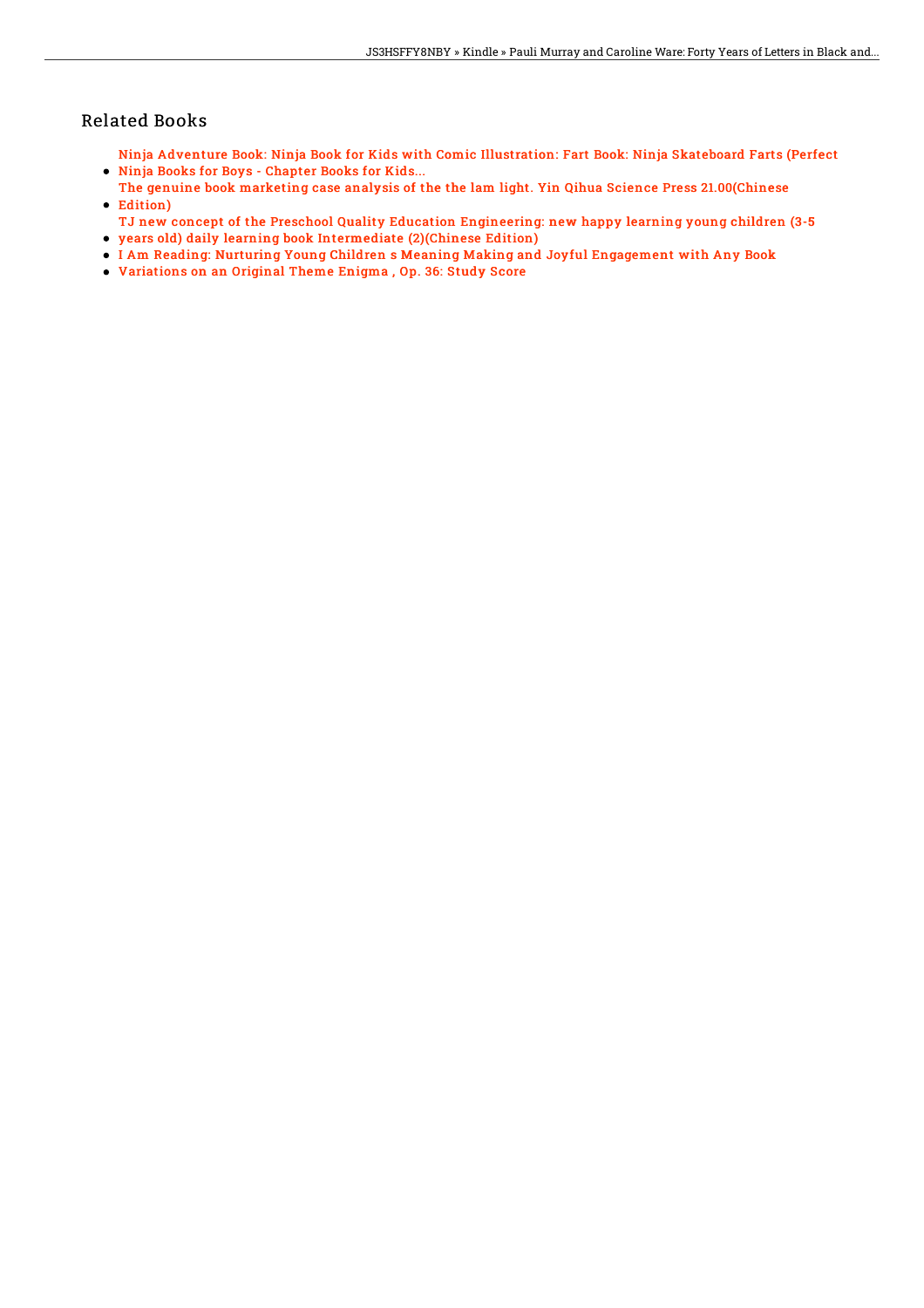## Related Books

- Ninja Adventure Book: Ninja Book for Kids with Comic Illustration: Fart Book: Ninja Skateboard Farts (Perfect Ninja Books for Boys - Chapter Books for Kids...
- The genuine book marketing case analysis of the the lam light. Yin Qihua Science Press 21.00(Chinese Edition)
- TJ new concept of the Preschool Quality Education Engineering: new happy learning young children (3-5 years old) daily learning book Intermediate (2)(Chinese Edition)
- I Am Reading: Nurturing Young Children s Meaning Making and Joyful Engagement with Any Book
- Variations on an Original Theme Enigma , Op. 36: Study Score